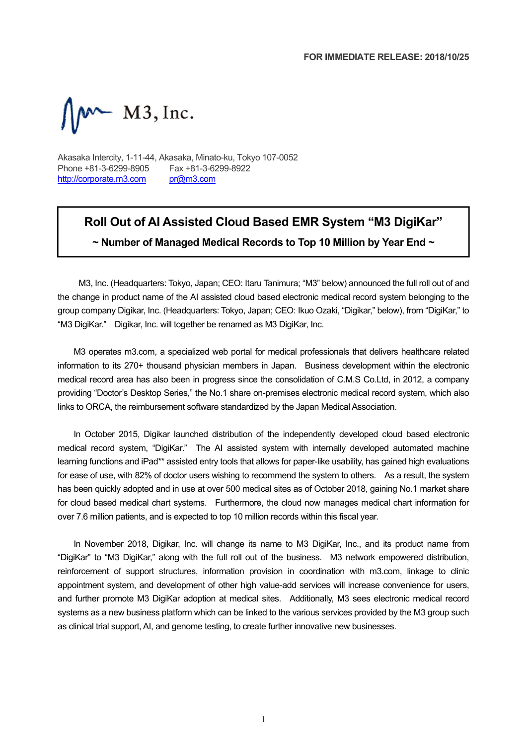**FOR IMMEDIATE RELEASE: 2018/10/25**

M3, Inc.

Akasaka Intercity, 1-11-44, Akasaka, Minato-ku, Tokyo 107-0052
Phone +81-3-6299-8905 Fax +81-3-6299-8922
http://corporate.m3.com pr@m3.com

# Roll Out of AI Assisted Cloud Based EMR System "M3 DigiKar"

## ~ Number of Managed Medical Records to Top 10 Million by Year End ~

M3, Inc. (Headquarters: Tokyo, Japan; CEO: Itaru Tanimura; "M3" below) announced the full roll out of and the change in product name of the AI assisted cloud based electronic medical record system belonging to the group company Digikar, Inc. (Headquarters: Tokyo, Japan; CEO: Ikuo Ozaki, "Digikar," below), from "DigiKar," to "M3 DigiKar." Digikar, Inc. will together be renamed as M3 DigiKar, Inc.

M3 operates m3.com, a specialized web portal for medical professionals that delivers healthcare related information to its 270+ thousand physician members in Japan. Business development within the electronic medical record area has also been in progress since the consolidation of C.M.S Co.Ltd, in 2012, a company providing "Doctor's Desktop Series," the No.1 share on-premises electronic medical record system, which also links to ORCA, the reimbursement software standardized by the Japan Medical Association.

In October 2015, Digikar launched distribution of the independently developed cloud based electronic medical record system, "DigiKar." The AI assisted system with internally developed automated machine learning functions and iPad** assisted entry tools that allows for paper-like usability, has gained high evaluations for ease of use, with 82% of doctor users wishing to recommend the system to others. As a result, the system has been quickly adopted and in use at over 500 medical sites as of October 2018, gaining No.1 market share for cloud based medical chart systems. Furthermore, the cloud now manages medical chart information for over 7.6 million patients, and is expected to top 10 million records within this fiscal year.

In November 2018, Digikar, Inc. will change its name to M3 DigiKar, Inc., and its product name from "DigiKar" to "M3 DigiKar," along with the full roll out of the business. M3 network empowered distribution, reinforcement of support structures, information provision in coordination with m3.com, linkage to clinic appointment system, and development of other high value-add services will increase convenience for users, and further promote M3 DigiKar adoption at medical sites. Additionally, M3 sees electronic medical record systems as a new business platform which can be linked to the various services provided by the M3 group such as clinical trial support, AI, and genome testing, to create further innovative new businesses.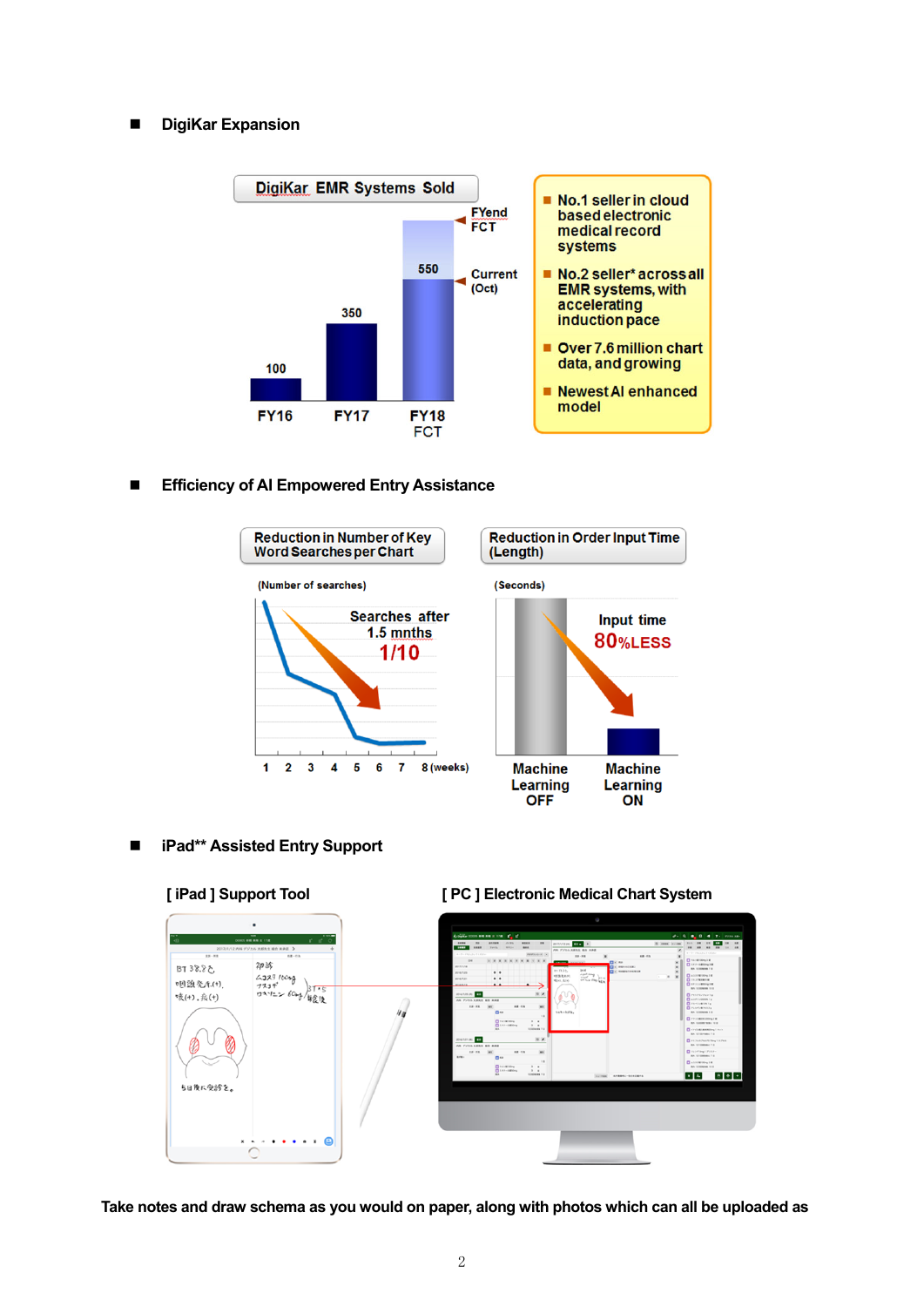■ **DigiKar Expansion**

**DigiKar EMR Systems Sold**

| | FY16 | FY17 | FY18 FCT |
|---|---|---|---|
| Systems Sold | 100 | 350 | 550 (Current (Oct)) |

FYend FCT

- **No.1 seller in cloud based electronic medical record systems**
- **No.2 seller* across all EMR systems, with accelerating induction pace**
- **Over 7.6 million chart data, and growing**
- **Newest AI enhanced model**

■ **Efficiency of AI Empowered Entry Assistance**

**Reduction in Number of Key Word Searches per Chart**

(Number of searches)

Searches after 1.5 mnths **1/10**

1 2 3 4 5 6 7 8 (weeks)

**Reduction in Order Input Time (Length)**

(Seconds)

Input time **80%LESS**

Machine Learning OFF | Machine Learning ON

■ **iPad** Assisted Entry Support**

**[ iPad ] Support Tool**

**[ PC ] Electronic Medical Chart System**

**Take notes and draw schema as you would on paper, along with photos which can all be uploaded as**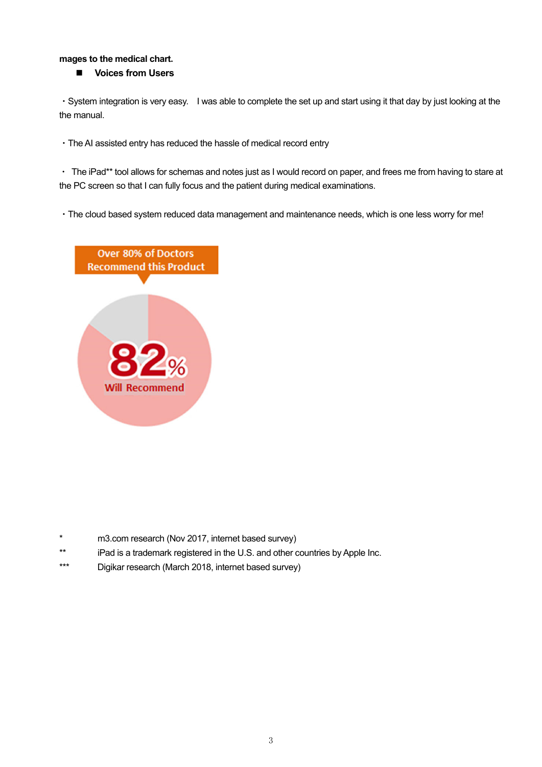**mages to the medical chart.**

- **Voices from Users**

・System integration is very easy.　I was able to complete the set up and start using it that day by just looking at the the manual.

・The AI assisted entry has reduced the hassle of medical record entry

・ The iPad** tool allows for schemas and notes just as I would record on paper, and frees me from having to stare at the PC screen so that I can fully focus and the patient during medical examinations.

・The cloud based system reduced data management and maintenance needs, which is one less worry for me!

Over 80% of Doctors Recommend this Product

82%

Will Recommend

| | |
|---|---|
| * | m3.com research (Nov 2017, internet based survey) |
| ** | iPad is a trademark registered in the U.S. and other countries by Apple Inc. |
| *** | Digikar research (March 2018, internet based survey) |